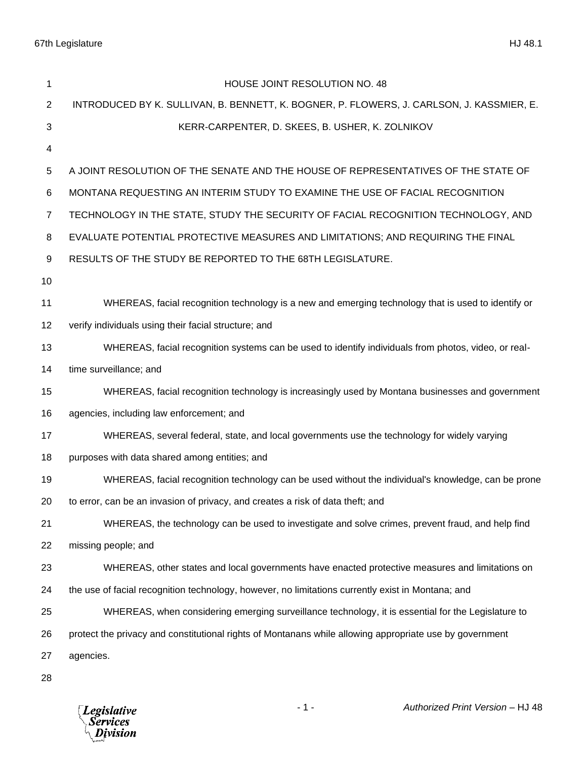# HOUSE JOINT RESOLUTION NO. 48

INTRODUCED BY K. SULLIVAN, B. BENNETT, K. BOGNER, P. FLOWERS, J. CARLSON, J. KASSMIER, E. KERR-CARPENTER, D. SKEES, B. USHER, K. ZOLNIKOV

A JOINT RESOLUTION OF THE SENATE AND THE HOUSE OF REPRESENTATIVES OF THE STATE OF MONTANA REQUESTING AN INTERIM STUDY TO EXAMINE THE USE OF FACIAL RECOGNITION TECHNOLOGY IN THE STATE, STUDY THE SECURITY OF FACIAL RECOGNITION TECHNOLOGY, AND EVALUATE POTENTIAL PROTECTIVE MEASURES AND LIMITATIONS; AND REQUIRING THE FINAL RESULTS OF THE STUDY BE REPORTED TO THE 68TH LEGISLATURE.

WHEREAS, facial recognition technology is a new and emerging technology that is used to identify or verify individuals using their facial structure; and

WHEREAS, facial recognition systems can be used to identify individuals from photos, video, or real-time surveillance; and

WHEREAS, facial recognition technology is increasingly used by Montana businesses and government agencies, including law enforcement; and

WHEREAS, several federal, state, and local governments use the technology for widely varying purposes with data shared among entities; and

WHEREAS, facial recognition technology can be used without the individual's knowledge, can be prone to error, can be an invasion of privacy, and creates a risk of data theft; and

WHEREAS, the technology can be used to investigate and solve crimes, prevent fraud, and help find missing people; and

WHEREAS, other states and local governments have enacted protective measures and limitations on the use of facial recognition technology, however, no limitations currently exist in Montana; and

WHEREAS, when considering emerging surveillance technology, it is essential for the Legislature to protect the privacy and constitutional rights of Montanans while allowing appropriate use by government agencies.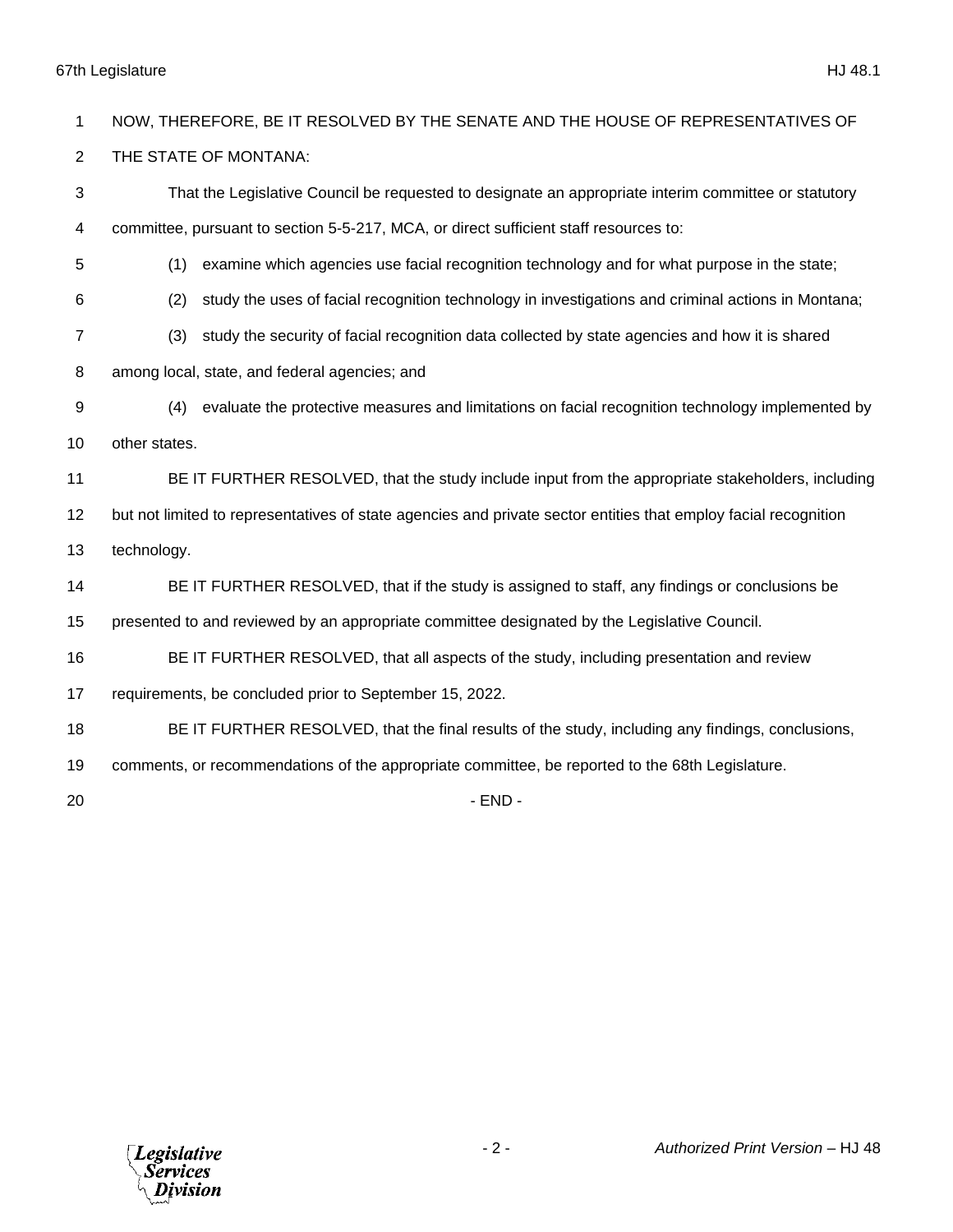NOW, THEREFORE, BE IT RESOLVED BY THE SENATE AND THE HOUSE OF REPRESENTATIVES OF THE STATE OF MONTANA:

That the Legislative Council be requested to designate an appropriate interim committee or statutory committee, pursuant to section 5-5-217, MCA, or direct sufficient staff resources to:

(1) examine which agencies use facial recognition technology and for what purpose in the state;

(2) study the uses of facial recognition technology in investigations and criminal actions in Montana;

(3) study the security of facial recognition data collected by state agencies and how it is shared among local, state, and federal agencies; and

(4) evaluate the protective measures and limitations on facial recognition technology implemented by other states.

BE IT FURTHER RESOLVED, that the study include input from the appropriate stakeholders, including but not limited to representatives of state agencies and private sector entities that employ facial recognition technology.

BE IT FURTHER RESOLVED, that if the study is assigned to staff, any findings or conclusions be presented to and reviewed by an appropriate committee designated by the Legislative Council.

BE IT FURTHER RESOLVED, that all aspects of the study, including presentation and review requirements, be concluded prior to September 15, 2022.

BE IT FURTHER RESOLVED, that the final results of the study, including any findings, conclusions, comments, or recommendations of the appropriate committee, be reported to the 68th Legislature.

- END -